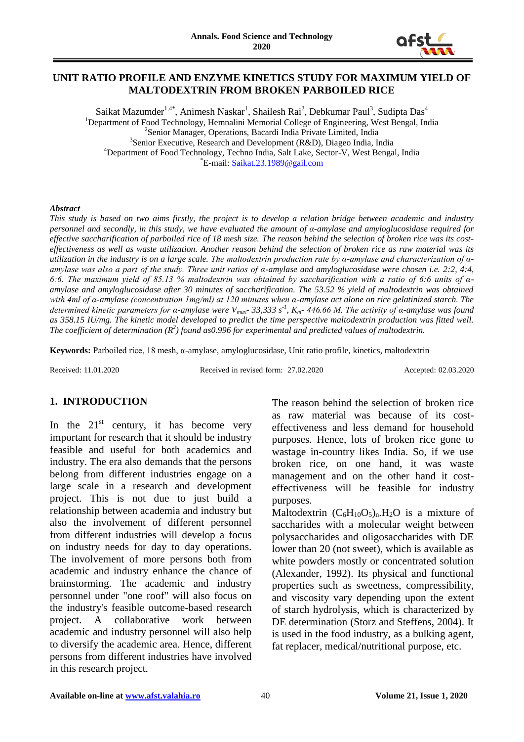# UNIT RATIO PROFILE AND ENZYME KINETICS STUDY FOR MAXIMUM YIELD OF MALTODEXTRIN FROM BROKEN PARBOILED RICE

Saikat Mazumder[1,4*], Animesh Naskar[1], Shailesh Rai[2], Debkumar Paul[3], Sudipta Das[4]

[1]Department of Food Technology, Hemnalini Memorial College of Engineering, West Bengal, India
[2]Senior Manager, Operations, Bacardi India Private Limited, India
[3]Senior Executive, Research and Development (R&D), Diageo India, India
[4]Department of Food Technology, Techno India, Salt Lake, Sector-V, West Bengal, India
[*]E-mail: Saikat.23.1989@gail.com

### *Abstract*

*This study is based on two aims firstly, the project is to develop a relation bridge between academic and industry personnel and secondly, in this study, we have evaluated the amount of α-amylase and amyloglucosidase required for effective saccharification of parboiled rice of 18 mesh size. The reason behind the selection of broken rice was its cost-effectiveness as well as waste utilization. Another reason behind the selection of broken rice as raw material was its utilization in the industry is on a large scale. The maltodextrin production rate by α-amylase and characterization of α-amylase was also a part of the study. Three unit ratios of α-amylase and amyloglucosidase were chosen i.e. 2:2, 4:4, 6:6. The maximum yield of 85.13 % maltodextrin was obtained by saccharification with a ratio of 6:6 units of α-amylase and amyloglucosidase after 30 minutes of saccharification. The 53.52 % yield of maltodextrin was obtained with 4ml of α-amylase (concentration 1mg/ml) at 120 minutes when α-amylase act alone on rice gelatinized starch. The determined kinetic parameters for α-amylase were $V_{max}$- 33,333 $s^{-1}$, $K_m$- 446.66 M. The activity of α-amylase was found as 358.15 IU/mg. The kinetic model developed to predict the time perspective maltodextrin production was fitted well. The coefficient of determination ($R^2$) found as0.996 for experimental and predicted values of maltodextrin.*

**Keywords:** Parboiled rice, 18 mesh, α-amylase, amyloglucosidase, Unit ratio profile, kinetics, maltodextrin

Received: 11.01.2020 Received in revised form: 27.02.2020 Accepted: 02.03.2020

## 1. INTRODUCTION

In the 21st century, it has become very important for research that it should be industry feasible and useful for both academics and industry. The era also demands that the persons belong from different industries engage on a large scale in a research and development project. This is not due to just build a relationship between academia and industry but also the involvement of different personnel from different industries will develop a focus on industry needs for day to day operations. The involvement of more persons both from academic and industry enhance the chance of brainstorming. The academic and industry personnel under "one roof" will also focus on the industry's feasible outcome-based research project. A collaborative work between academic and industry personnel will also help to diversify the academic area. Hence, different persons from different industries have involved in this research project.

The reason behind the selection of broken rice as raw material was because of its cost-effectiveness and less demand for household purposes. Hence, lots of broken rice gone to wastage in-country likes India. So, if we use broken rice, on one hand, it was waste management and on the other hand it cost-effectiveness will be feasible for industry purposes.

Maltodextrin $(C_6H_{10}O_5)_n.H_2O$ is a mixture of saccharides with a molecular weight between polysaccharides and oligosaccharides with DE lower than 20 (not sweet), which is available as white powders mostly or concentrated solution (Alexander, 1992). Its physical and functional properties such as sweetness, compressibility, and viscosity vary depending upon the extent of starch hydrolysis, which is characterized by DE determination (Storz and Steffens, 2004). It is used in the food industry, as a bulking agent, fat replacer, medical/nutritional purpose, etc.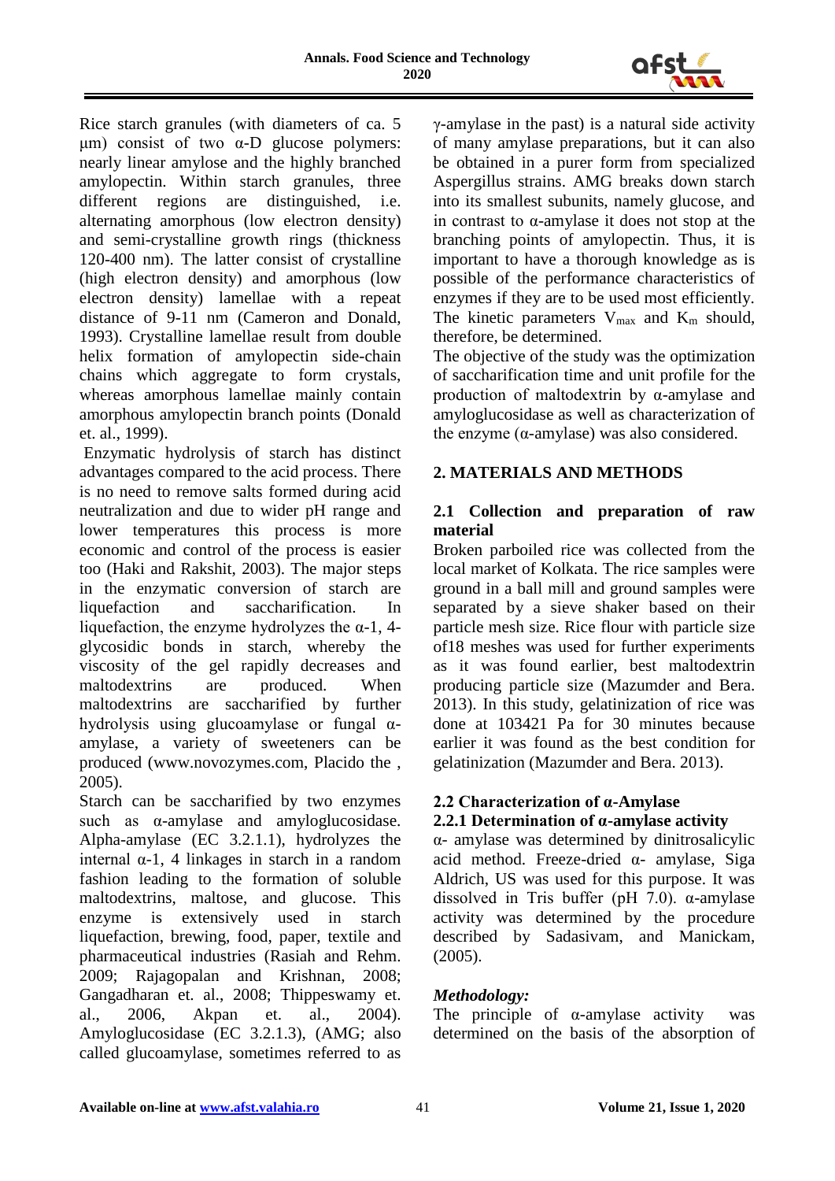Rice starch granules (with diameters of ca. 5 μm) consist of two α-D glucose polymers: nearly linear amylose and the highly branched amylopectin. Within starch granules, three different regions are distinguished, i.e. alternating amorphous (low electron density) and semi-crystalline growth rings (thickness 120-400 nm). The latter consist of crystalline (high electron density) and amorphous (low electron density) lamellae with a repeat distance of 9-11 nm (Cameron and Donald, 1993). Crystalline lamellae result from double helix formation of amylopectin side-chain chains which aggregate to form crystals, whereas amorphous lamellae mainly contain amorphous amylopectin branch points (Donald et. al., 1999).

Enzymatic hydrolysis of starch has distinct advantages compared to the acid process. There is no need to remove salts formed during acid neutralization and due to wider pH range and lower temperatures this process is more economic and control of the process is easier too (Haki and Rakshit, 2003). The major steps in the enzymatic conversion of starch are liquefaction and saccharification. In liquefaction, the enzyme hydrolyzes the α-1, 4-glycosidic bonds in starch, whereby the viscosity of the gel rapidly decreases and maltodextrins are produced. When maltodextrins are saccharified by further hydrolysis using glucoamylase or fungal α-amylase, a variety of sweeteners can be produced (www.novozymes.com, Placido the , 2005).

Starch can be saccharified by two enzymes such as α-amylase and amyloglucosidase. Alpha-amylase (EC 3.2.1.1), hydrolyzes the internal α-1, 4 linkages in starch in a random fashion leading to the formation of soluble maltodextrins, maltose, and glucose. This enzyme is extensively used in starch liquefaction, brewing, food, paper, textile and pharmaceutical industries (Rasiah and Rehm. 2009; Rajagopalan and Krishnan, 2008; Gangadharan et. al., 2008; Thippeswamy et. al., 2006, Akpan et. al., 2004). Amyloglucosidase (EC 3.2.1.3), (AMG; also called glucoamylase, sometimes referred to as γ-amylase in the past) is a natural side activity of many amylase preparations, but it can also be obtained in a purer form from specialized Aspergillus strains. AMG breaks down starch into its smallest subunits, namely glucose, and in contrast to α-amylase it does not stop at the branching points of amylopectin. Thus, it is important to have a thorough knowledge as is possible of the performance characteristics of enzymes if they are to be used most efficiently. The kinetic parameters $V_{max}$ and $K_m$ should, therefore, be determined.

The objective of the study was the optimization of saccharification time and unit profile for the production of maltodextrin by α-amylase and amyloglucosidase as well as characterization of the enzyme (α-amylase) was also considered.

## 2. MATERIALS AND METHODS

### 2.1 Collection and preparation of raw material

Broken parboiled rice was collected from the local market of Kolkata. The rice samples were ground in a ball mill and ground samples were separated by a sieve shaker based on their particle mesh size. Rice flour with particle size of18 meshes was used for further experiments as it was found earlier, best maltodextrin producing particle size (Mazumder and Bera. 2013). In this study, gelatinization of rice was done at 103421 Pa for 30 minutes because earlier it was found as the best condition for gelatinization (Mazumder and Bera. 2013).

### 2.2 Characterization of α-Amylase

#### 2.2.1 Determination of α-amylase activity

α- amylase was determined by dinitrosalicylic acid method. Freeze-dried α- amylase, Siga Aldrich, US was used for this purpose. It was dissolved in Tris buffer (pH 7.0). α-amylase activity was determined by the procedure described by Sadasivam, and Manickam, (2005).

***Methodology:***

The principle of α-amylase activity was determined on the basis of the absorption of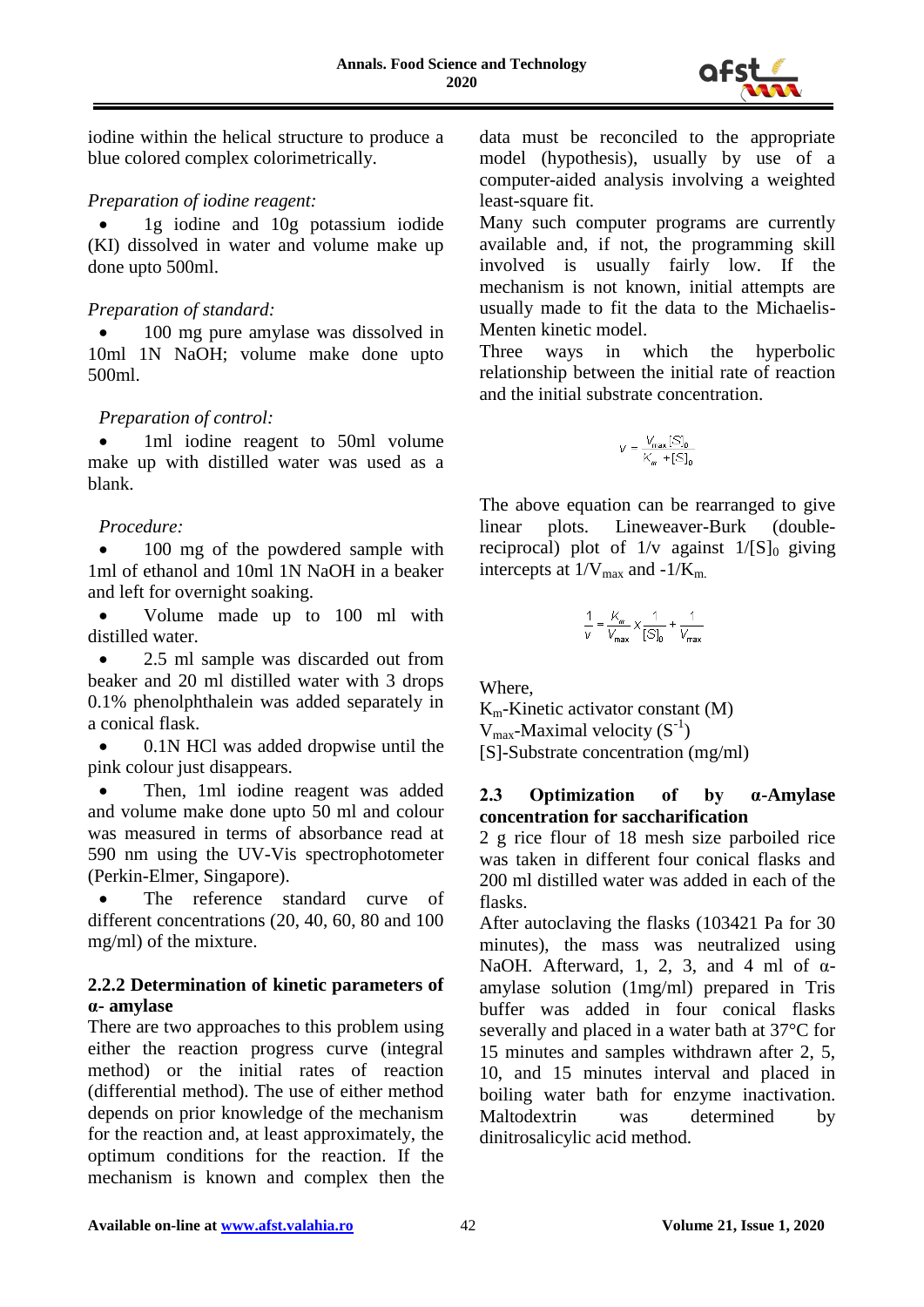iodine within the helical structure to produce a blue colored complex colorimetrically.

*Preparation of iodine reagent:*

- 1g iodine and 10g potassium iodide (KI) dissolved in water and volume make up done upto 500ml.

*Preparation of standard:*

- 100 mg pure amylase was dissolved in 10ml 1N NaOH; volume make done upto 500ml.

*Preparation of control:*

- 1ml iodine reagent to 50ml volume make up with distilled water was used as a blank.

*Procedure:*

- 100 mg of the powdered sample with 1ml of ethanol and 10ml 1N NaOH in a beaker and left for overnight soaking.
- Volume made up to 100 ml with distilled water.
- 2.5 ml sample was discarded out from beaker and 20 ml distilled water with 3 drops 0.1% phenolphthalein was added separately in a conical flask.
- 0.1N HCl was added dropwise until the pink colour just disappears.
- Then, 1ml iodine reagent was added and volume make done upto 50 ml and colour was measured in terms of absorbance read at 590 nm using the UV-Vis spectrophotometer (Perkin-Elmer, Singapore).
- The reference standard curve of different concentrations (20, 40, 60, 80 and 100 mg/ml) of the mixture.

### 2.2.2 Determination of kinetic parameters of α- amylase

There are two approaches to this problem using either the reaction progress curve (integral method) or the initial rates of reaction (differential method). The use of either method depends on prior knowledge of the mechanism for the reaction and, at least approximately, the optimum conditions for the reaction. If the mechanism is known and complex then the data must be reconciled to the appropriate model (hypothesis), usually by use of a computer-aided analysis involving a weighted least-square fit.

Many such computer programs are currently available and, if not, the programming skill involved is usually fairly low. If the mechanism is not known, initial attempts are usually made to fit the data to the Michaelis-Menten kinetic model.

Three ways in which the hyperbolic relationship between the initial rate of reaction and the initial substrate concentration.

$$v = \frac{V_{max}[S]_0}{K_m + [S]_0}$$

The above equation can be rearranged to give linear plots. Lineweaver-Burk (double-reciprocal) plot of $1/v$ against $1/[S]_0$ giving intercepts at $1/V_{max}$ and $-1/K_m$.

$$\frac{1}{v} = \frac{K_m}{V_{max}} \times \frac{1}{[S]_0} + \frac{1}{V_{max}}$$

Where,

$K_m$-Kinetic activator constant (M)

$V_{max}$-Maximal velocity ($S^{-1}$)

[S]-Substrate concentration (mg/ml)

### 2.3 Optimization of by α-Amylase concentration for saccharification

2 g rice flour of 18 mesh size parboiled rice was taken in different four conical flasks and 200 ml distilled water was added in each of the flasks.

After autoclaving the flasks (103421 Pa for 30 minutes), the mass was neutralized using NaOH. Afterward, 1, 2, 3, and 4 ml of α-amylase solution (1mg/ml) prepared in Tris buffer was added in four conical flasks severally and placed in a water bath at 37°C for 15 minutes and samples withdrawn after 2, 5, 10, and 15 minutes interval and placed in boiling water bath for enzyme inactivation. Maltodextrin was determined by dinitrosalicylic acid method.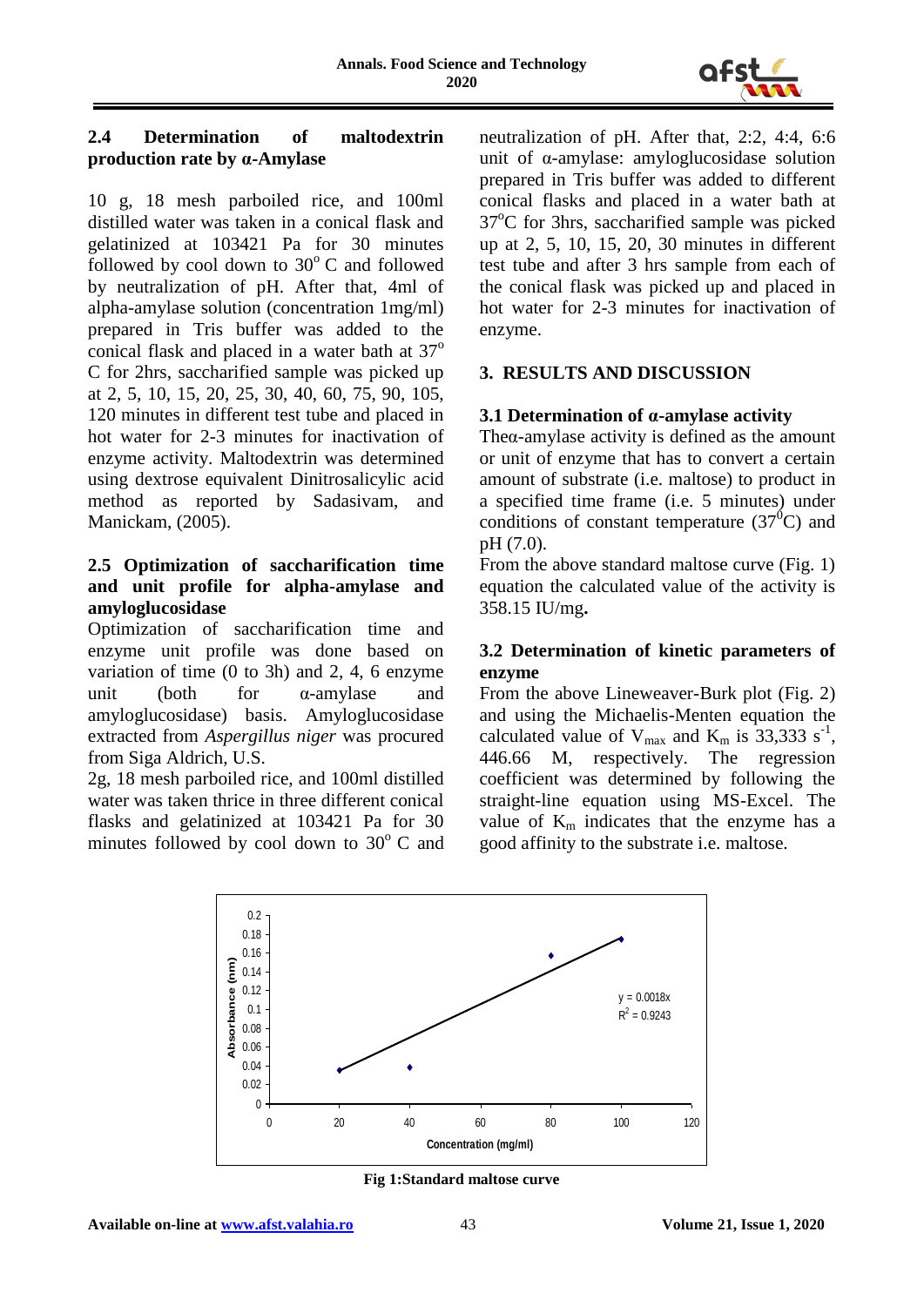### 2.4 Determination of maltodextrin production rate by α-Amylase

10 g, 18 mesh parboiled rice, and 100ml distilled water was taken in a conical flask and gelatinized at 103421 Pa for 30 minutes followed by cool down to $30^o$ C and followed by neutralization of pH. After that, 4ml of alpha-amylase solution (concentration 1mg/ml) prepared in Tris buffer was added to the conical flask and placed in a water bath at $37^o$ C for 2hrs, saccharified sample was picked up at 2, 5, 10, 15, 20, 25, 30, 40, 60, 75, 90, 105, 120 minutes in different test tube and placed in hot water for 2-3 minutes for inactivation of enzyme activity. Maltodextrin was determined using dextrose equivalent Dinitrosalicylic acid method as reported by Sadasivam, and Manickam, (2005).

### 2.5 Optimization of saccharification time and unit profile for alpha-amylase and amyloglucosidase

Optimization of saccharification time and enzyme unit profile was done based on variation of time (0 to 3h) and 2, 4, 6 enzyme unit (both for α-amylase and amyloglucosidase) basis. Amyloglucosidase extracted from *Aspergillus niger* was procured from Siga Aldrich, U.S.

2g, 18 mesh parboiled rice, and 100ml distilled water was taken thrice in three different conical flasks and gelatinized at 103421 Pa for 30 minutes followed by cool down to $30^o$ C and neutralization of pH. After that, 2:2, 4:4, 6:6 unit of α-amylase: amyloglucosidase solution prepared in Tris buffer was added to different conical flasks and placed in a water bath at $37^o$C for 3hrs, saccharified sample was picked up at 2, 5, 10, 15, 20, 30 minutes in different test tube and after 3 hrs sample from each of the conical flask was picked up and placed in hot water for 2-3 minutes for inactivation of enzyme.

## 3. RESULTS AND DISCUSSION

### 3.1 Determination of α-amylase activity

Theα-amylase activity is defined as the amount or unit of enzyme that has to convert a certain amount of substrate (i.e. maltose) to product in a specified time frame (i.e. 5 minutes) under conditions of constant temperature ($37^0$C) and pH (7.0).

From the above standard maltose curve (Fig. 1) equation the calculated value of the activity is 358.15 IU/mg**.**

### 3.2 Determination of kinetic parameters of enzyme

From the above Lineweaver-Burk plot (Fig. 2) and using the Michaelis-Menten equation the calculated value of $V_{max}$ and $K_m$ is 33,333 $s^{-1}$, 446.66 M, respectively. The regression coefficient was determined by following the straight-line equation using MS-Excel. The value of $K_m$ indicates that the enzyme has a good affinity to the substrate i.e. maltose.

**Fig 1:Standard maltose curve**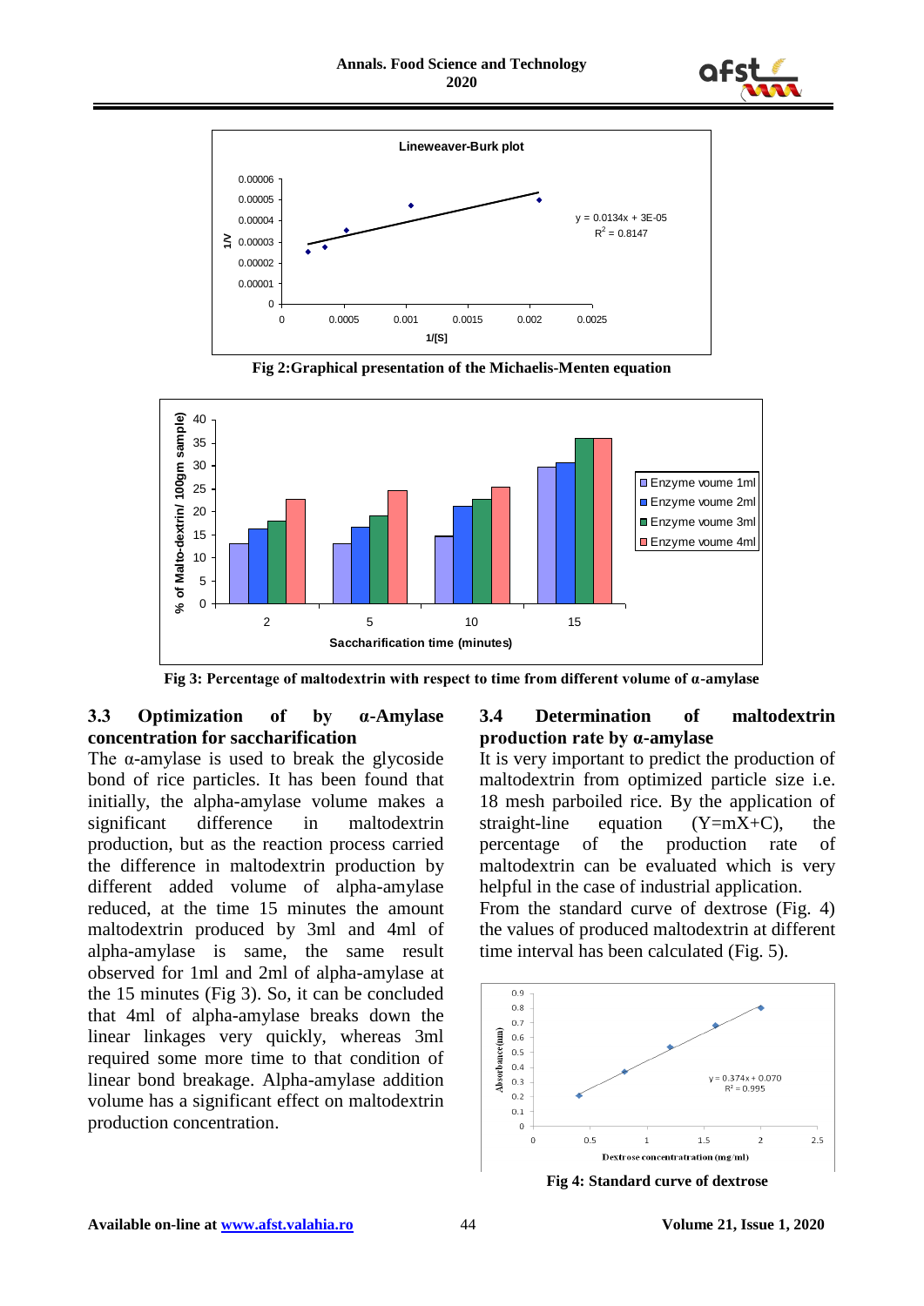Fig 2:Graphical presentation of the Michaelis-Menten equation

Fig 3: Percentage of maltodextrin with respect to time from different volume of α-amylase

### 3.3 Optimization of by α-Amylase concentration for saccharification

The α-amylase is used to break the glycoside bond of rice particles. It has been found that initially, the alpha-amylase volume makes a significant difference in maltodextrin production, but as the reaction process carried the difference in maltodextrin production by different added volume of alpha-amylase reduced, at the time 15 minutes the amount maltodextrin produced by 3ml and 4ml of alpha-amylase is same, the same result observed for 1ml and 2ml of alpha-amylase at the 15 minutes (Fig 3). So, it can be concluded that 4ml of alpha-amylase breaks down the linear linkages very quickly, whereas 3ml required some more time to that condition of linear bond breakage. Alpha-amylase addition volume has a significant effect on maltodextrin production concentration.

### 3.4 Determination of maltodextrin production rate by α-amylase

It is very important to predict the production of maltodextrin from optimized particle size i.e. 18 mesh parboiled rice. By the application of straight-line equation (Y=mX+C), the percentage of the production rate of maltodextrin can be evaluated which is very helpful in the case of industrial application.

From the standard curve of dextrose (Fig. 4) the values of produced maltodextrin at different time interval has been calculated (Fig. 5).

Fig 4: Standard curve of dextrose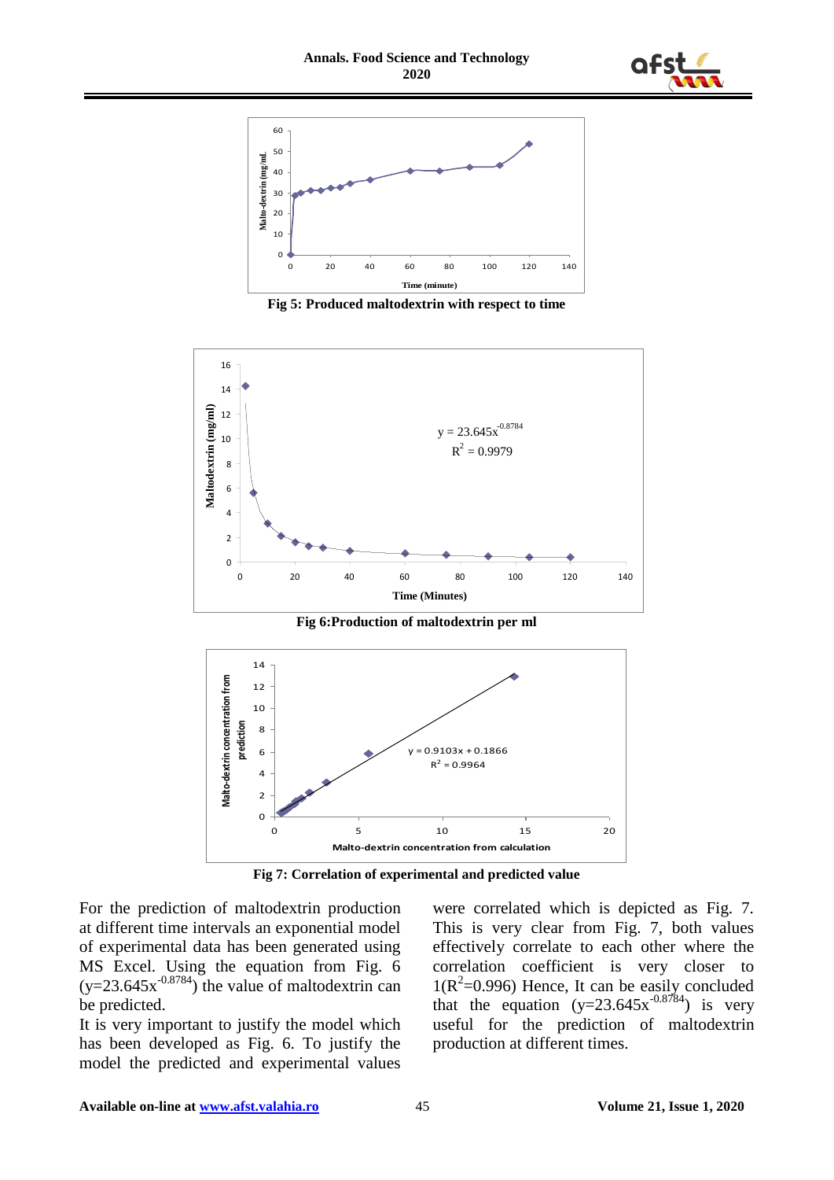Fig 5: Produced maltodextrin with respect to time

Fig 6:Production of maltodextrin per ml

Fig 7: Correlation of experimental and predicted value

For the prediction of maltodextrin production at different time intervals an exponential model of experimental data has been generated using MS Excel. Using the equation from Fig. 6 ($y=23.645x^{-0.8784}$) the value of maltodextrin can be predicted.

It is very important to justify the model which has been developed as Fig. 6. To justify the model the predicted and experimental values were correlated which is depicted as Fig. 7. This is very clear from Fig. 7, both values effectively correlate to each other where the correlation coefficient is very closer to 1($R^2$=0.996) Hence, It can be easily concluded that the equation ($y=23.645x^{-0.8784}$) is very useful for the prediction of maltodextrin production at different times.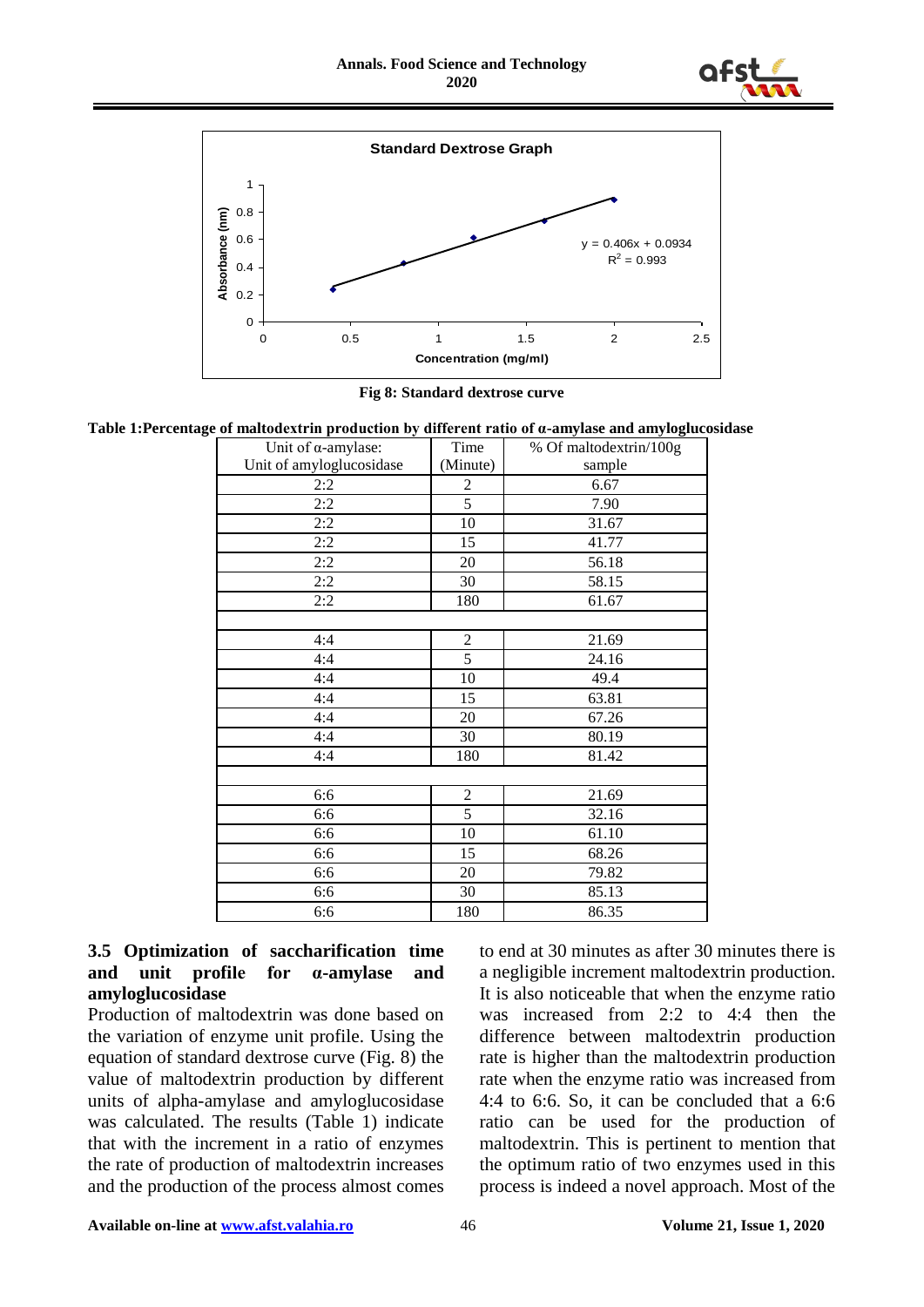Fig 8: Standard dextrose curve

Table 1:Percentage of maltodextrin production by different ratio of α-amylase and amyloglucosidase

| Unit of α-amylase: Unit of amyloglucosidase | Time (Minute) | % Of maltodextrin/100g sample |
|---|---|---|
| 2:2 | 2 | 6.67 |
| 2:2 | 5 | 7.90 |
| 2:2 | 10 | 31.67 |
| 2:2 | 15 | 41.77 |
| 2:2 | 20 | 56.18 |
| 2:2 | 30 | 58.15 |
| 2:2 | 180 | 61.67 |
| | | |
| 4:4 | 2 | 21.69 |
| 4:4 | 5 | 24.16 |
| 4:4 | 10 | 49.4 |
| 4:4 | 15 | 63.81 |
| 4:4 | 20 | 67.26 |
| 4:4 | 30 | 80.19 |
| 4:4 | 180 | 81.42 |
| | | |
| 6:6 | 2 | 21.69 |
| 6:6 | 5 | 32.16 |
| 6:6 | 10 | 61.10 |
| 6:6 | 15 | 68.26 |
| 6:6 | 20 | 79.82 |
| 6:6 | 30 | 85.13 |
| 6:6 | 180 | 86.35 |

### 3.5 Optimization of saccharification time and unit profile for α-amylase and amyloglucosidase

Production of maltodextrin was done based on the variation of enzyme unit profile. Using the equation of standard dextrose curve (Fig. 8) the value of maltodextrin production by different units of alpha-amylase and amyloglucosidase was calculated. The results (Table 1) indicate that with the increment in a ratio of enzymes the rate of production of maltodextrin increases and the production of the process almost comes to end at 30 minutes as after 30 minutes there is a negligible increment maltodextrin production. It is also noticeable that when the enzyme ratio was increased from 2:2 to 4:4 then the difference between maltodextrin production rate is higher than the maltodextrin production rate when the enzyme ratio was increased from 4:4 to 6:6. So, it can be concluded that a 6:6 ratio can be used for the production of maltodextrin. This is pertinent to mention that the optimum ratio of two enzymes used in this process is indeed a novel approach. Most of the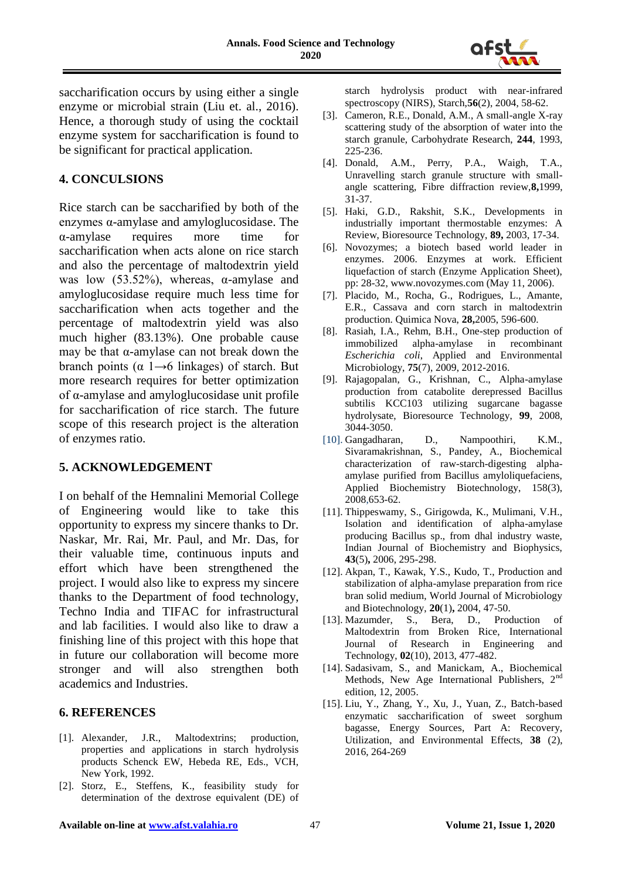saccharification occurs by using either a single enzyme or microbial strain (Liu et. al., 2016). Hence, a thorough study of using the cocktail enzyme system for saccharification is found to be significant for practical application.

## 4. CONCULSIONS

Rice starch can be saccharified by both of the enzymes α-amylase and amyloglucosidase. The α-amylase requires more time for saccharification when acts alone on rice starch and also the percentage of maltodextrin yield was low (53.52%), whereas, α-amylase and amyloglucosidase require much less time for saccharification when acts together and the percentage of maltodextrin yield was also much higher (83.13%). One probable cause may be that α-amylase can not break down the branch points (α 1→6 linkages) of starch. But more research requires for better optimization of α-amylase and amyloglucosidase unit profile for saccharification of rice starch. The future scope of this research project is the alteration of enzymes ratio.

## 5. ACKNOWLEDGEMENT

I on behalf of the Hemnalini Memorial College of Engineering would like to take this opportunity to express my sincere thanks to Dr. Naskar, Mr. Rai, Mr. Paul, and Mr. Das, for their valuable time, continuous inputs and effort which have been strengthened the project. I would also like to express my sincere thanks to the Department of food technology, Techno India and TIFAC for infrastructural and lab facilities. I would also like to draw a finishing line of this project with this hope that in future our collaboration will become more stronger and will also strengthen both academics and Industries.

## 6. REFERENCES

[1]. Alexander, J.R., Maltodextrins; production, properties and applications in starch hydrolysis products Schenck EW, Hebeda RE, Eds., VCH, New York, 1992.

[2]. Storz, E., Steffens, K., feasibility study for determination of the dextrose equivalent (DE) of starch hydrolysis product with near-infrared spectroscopy (NIRS), Starch,**56**(2), 2004, 58-62.

[3]. Cameron, R.E., Donald, A.M., A small-angle X-ray scattering study of the absorption of water into the starch granule, Carbohydrate Research, **244**, 1993, 225-236.

[4]. Donald, A.M., Perry, P.A., Waigh, T.A., Unravelling starch granule structure with small-angle scattering, Fibre diffraction review,**8,**1999, 31-37.

[5]. Haki, G.D., Rakshit, S.K., Developments in industrially important thermostable enzymes: A Review, Bioresource Technology, **89,** 2003, 17-34.

[6]. Novozymes; a biotech based world leader in enzymes. 2006. Enzymes at work. Efficient liquefaction of starch (Enzyme Application Sheet), pp: 28-32, www.novozymes.com (May 11, 2006).

[7]. Placido, M., Rocha, G., Rodrigues, L., Amante, E.R., Cassava and corn starch in maltodextrin production. Quimica Nova, **28,**2005, 596-600.

[8]. Rasiah, I.A., Rehm, B.H., One-step production of immobilized alpha-amylase in recombinant *Escherichia coli*, Applied and Environmental Microbiology, **75**(7), 2009, 2012-2016.

[9]. Rajagopalan, G., Krishnan, C., Alpha-amylase production from catabolite derepressed Bacillus subtilis KCC103 utilizing sugarcane bagasse hydrolysate, Bioresource Technology, **99**, 2008, 3044-3050.

[10]. Gangadharan, D., Nampoothiri, K.M., Sivaramakrishnan, S., Pandey, A., Biochemical characterization of raw-starch-digesting alpha-amylase purified from Bacillus amyloliquefaciens, Applied Biochemistry Biotechnology, 158(3), 2008,653-62.

[11]. Thippeswamy, S., Girigowda, K., Mulimani, V.H., Isolation and identification of alpha-amylase producing Bacillus sp., from dhal industry waste, Indian Journal of Biochemistry and Biophysics, **43**(5)**,** 2006, 295-298.

[12]. Akpan, T., Kawak, Y.S., Kudo, T., Production and stabilization of alpha-amylase preparation from rice bran solid medium, World Journal of Microbiology and Biotechnology, **20**(1)**,** 2004, 47-50.

[13]. Mazumder, S., Bera, D., Production of Maltodextrin from Broken Rice, International Journal of Research in Engineering and Technology, **02**(10), 2013, 477-482.

[14]. Sadasivam, S., and Manickam, A., Biochemical Methods, New Age International Publishers, 2nd edition, 12, 2005.

[15]. Liu, Y., Zhang, Y., Xu, J., Yuan, Z., Batch-based enzymatic saccharification of sweet sorghum bagasse, Energy Sources, Part A: Recovery, Utilization, and Environmental Effects, **38** (2), 2016, 264-269